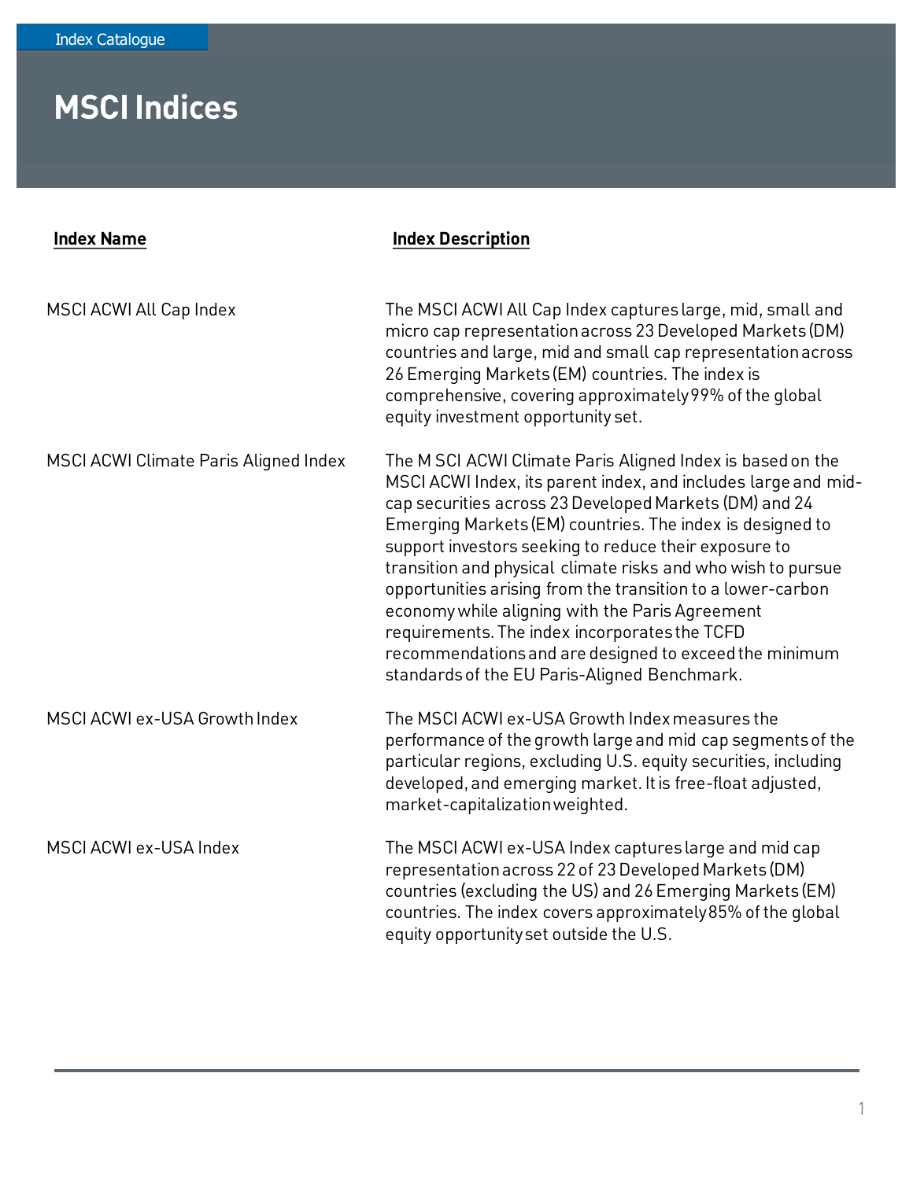Index Catalogue

# MSCI Indices

| Index Name | Index Description |
| --- | --- |
| MSCI ACWI All Cap Index | The MSCI ACWI All Cap Index captures large, mid, small and micro cap representation across 23 Developed Markets (DM) countries and large, mid and small cap representation across 26 Emerging Markets (EM) countries. The index is comprehensive, covering approximately 99% of the global equity investment opportunity set. |
| MSCI ACWI Climate Paris Aligned Index | The M SCI ACWI Climate Paris Aligned Index is based on the MSCI ACWI Index, its parent index, and includes large and mid-cap securities across 23 Developed Markets (DM) and 24 Emerging Markets (EM) countries. The index is designed to support investors seeking to reduce their exposure to transition and physical climate risks and who wish to pursue opportunities arising from the transition to a lower-carbon economy while aligning with the Paris Agreement requirements. The index incorporates the TCFD recommendations and are designed to exceed the minimum standards of the EU Paris-Aligned Benchmark. |
| MSCI ACWI ex-USA Growth Index | The MSCI ACWI ex-USA Growth Index measures the performance of the growth large and mid cap segments of the particular regions, excluding U.S. equity securities, including developed, and emerging market. It is free-float adjusted, market-capitalization weighted. |
| MSCI ACWI ex-USA Index | The MSCI ACWI ex-USA Index captures large and mid cap representation across 22 of 23 Developed Markets (DM) countries (excluding the US) and 26 Emerging Markets (EM) countries. The index covers approximately 85% of the global equity opportunity set outside the U.S. |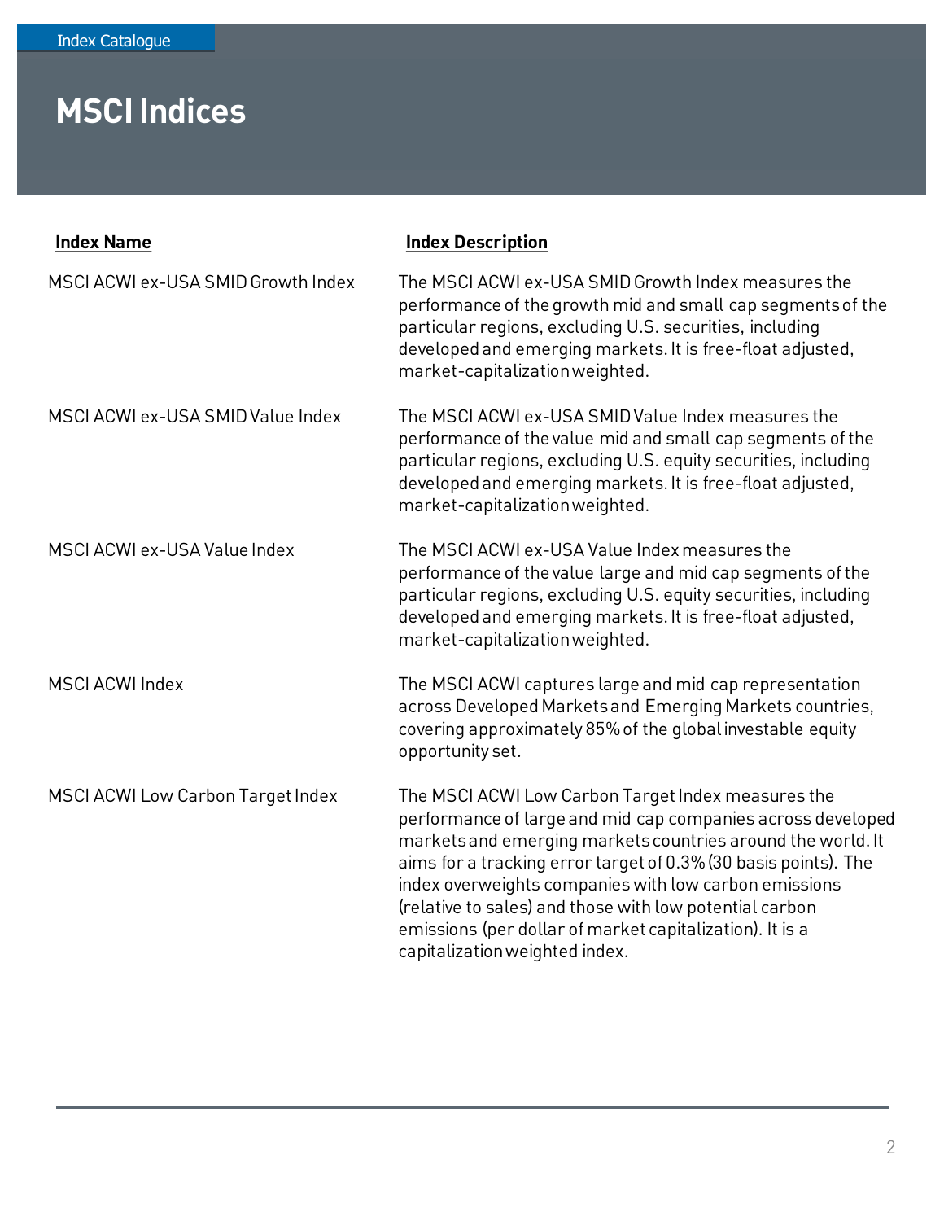Index Catalogue

# MSCI Indices

| Index Name | Index Description |
| --- | --- |
| MSCI ACWI ex-USA SMID Growth Index | The MSCI ACWI ex-USA SMID Growth Index measures the performance of the growth mid and small cap segments of the particular regions, excluding U.S. securities, including developed and emerging markets. It is free-float adjusted, market-capitalization weighted. |
| MSCI ACWI ex-USA SMID Value Index | The MSCI ACWI ex-USA SMID Value Index measures the performance of the value mid and small cap segments of the particular regions, excluding U.S. equity securities, including developed and emerging markets. It is free-float adjusted, market-capitalization weighted. |
| MSCI ACWI ex-USA Value Index | The MSCI ACWI ex-USA Value Index measures the performance of the value large and mid cap segments of the particular regions, excluding U.S. equity securities, including developed and emerging markets. It is free-float adjusted, market-capitalization weighted. |
| MSCI ACWI Index | The MSCI ACWI captures large and mid cap representation across Developed Markets and Emerging Markets countries, covering approximately 85% of the global investable equity opportunity set. |
| MSCI ACWI Low Carbon Target Index | The MSCI ACWI Low Carbon Target Index measures the performance of large and mid cap companies across developed markets and emerging markets countries around the world. It aims for a tracking error target of 0.3% (30 basis points). The index overweights companies with low carbon emissions (relative to sales) and those with low potential carbon emissions (per dollar of market capitalization). It is a capitalization weighted index. |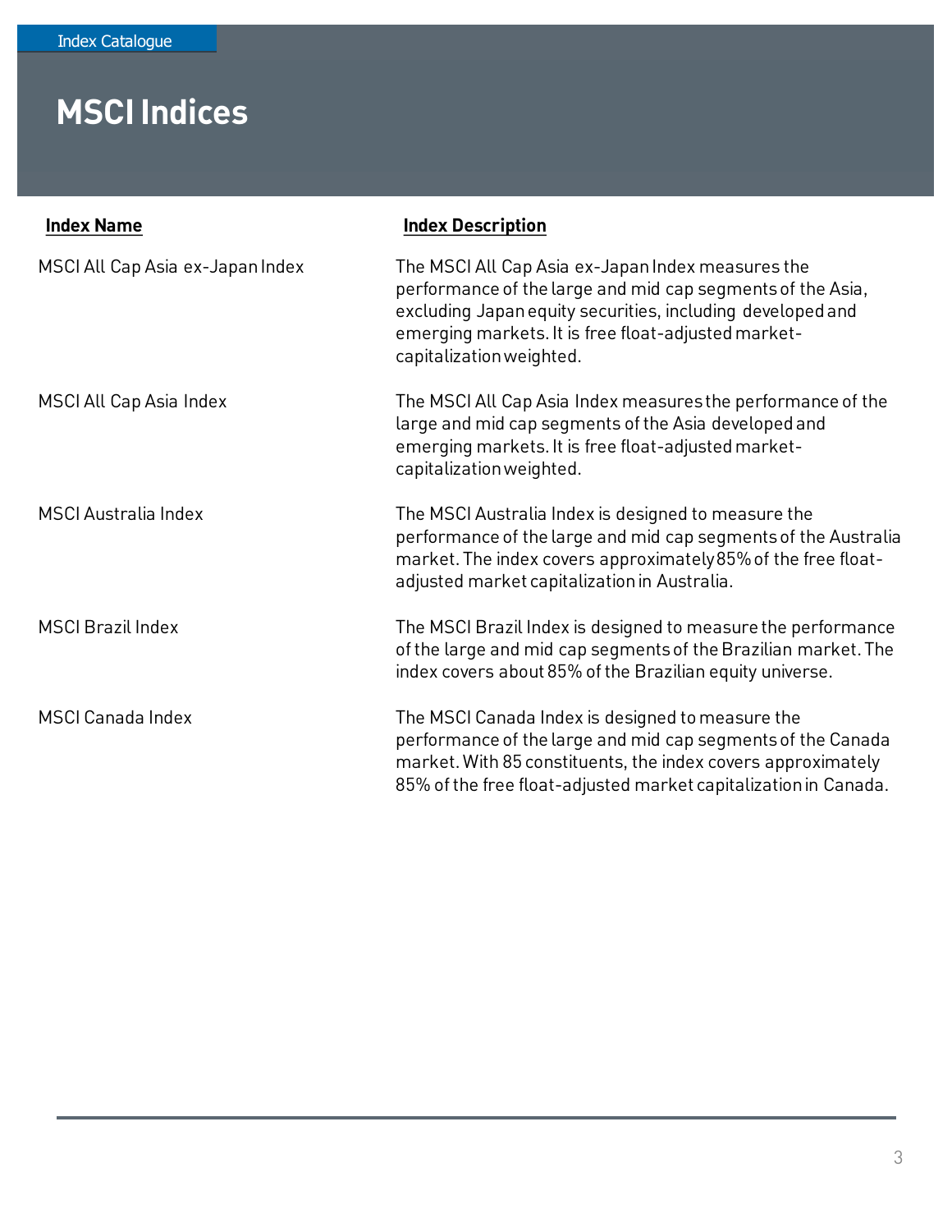# MSCI Indices

| Index Name | Index Description |
| --- | --- |
| MSCI All Cap Asia ex-Japan Index | The MSCI All Cap Asia ex-Japan Index measures the performance of the large and mid cap segments of the Asia, excluding Japan equity securities, including developed and emerging markets. It is free float-adjusted market-capitalization weighted. |
| MSCI All Cap Asia Index | The MSCI All Cap Asia Index measures the performance of the large and mid cap segments of the Asia developed and emerging markets. It is free float-adjusted market-capitalization weighted. |
| MSCI Australia Index | The MSCI Australia Index is designed to measure the performance of the large and mid cap segments of the Australia market. The index covers approximately 85% of the free float-adjusted market capitalization in Australia. |
| MSCI Brazil Index | The MSCI Brazil Index is designed to measure the performance of the large and mid cap segments of the Brazilian market. The index covers about 85% of the Brazilian equity universe. |
| MSCI Canada Index | The MSCI Canada Index is designed to measure the performance of the large and mid cap segments of the Canada market. With 85 constituents, the index covers approximately 85% of the free float-adjusted market capitalization in Canada. |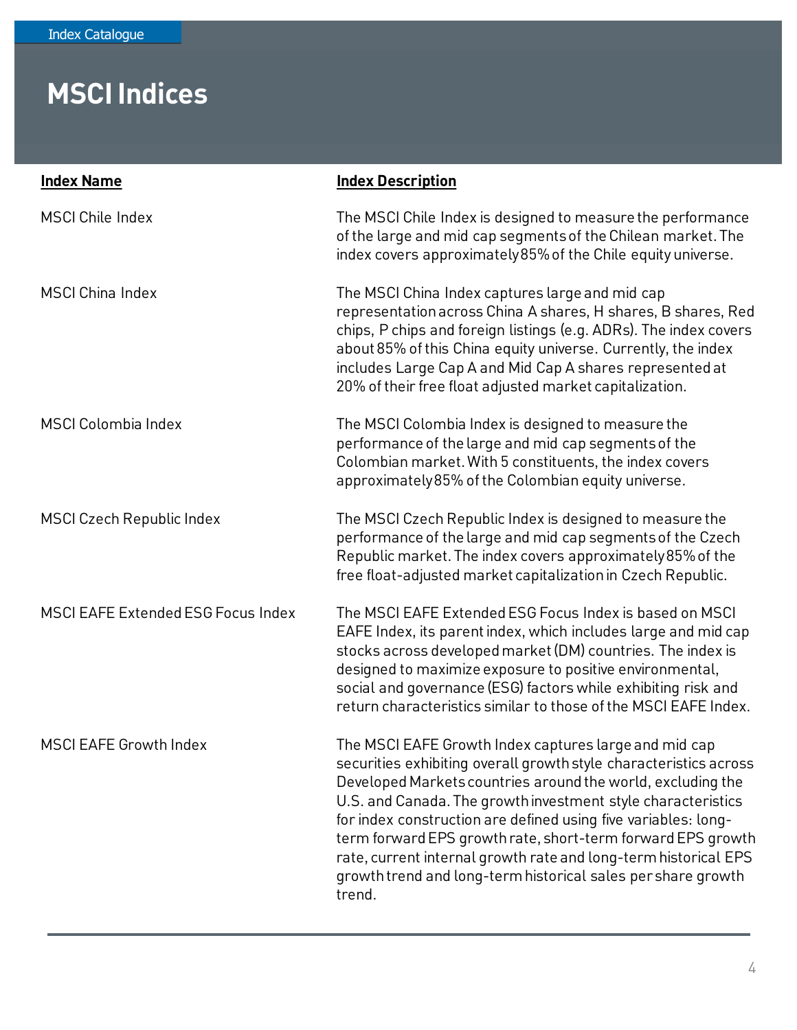# MSCI Indices

| Index Name | Index Description |
| --- | --- |
| MSCI Chile Index | The MSCI Chile Index is designed to measure the performance of the large and mid cap segments of the Chilean market. The index covers approximately 85% of the Chile equity universe. |
| MSCI China Index | The MSCI China Index captures large and mid cap representation across China A shares, H shares, B shares, Red chips, P chips and foreign listings (e.g. ADRs). The index covers about 85% of this China equity universe. Currently, the index includes Large Cap A and Mid Cap A shares represented at 20% of their free float adjusted market capitalization. |
| MSCI Colombia Index | The MSCI Colombia Index is designed to measure the performance of the large and mid cap segments of the Colombian market. With 5 constituents, the index covers approximately 85% of the Colombian equity universe. |
| MSCI Czech Republic Index | The MSCI Czech Republic Index is designed to measure the performance of the large and mid cap segments of the Czech Republic market. The index covers approximately 85% of the free float-adjusted market capitalization in Czech Republic. |
| MSCI EAFE Extended ESG Focus Index | The MSCI EAFE Extended ESG Focus Index is based on MSCI EAFE Index, its parent index, which includes large and mid cap stocks across developed market (DM) countries. The index is designed to maximize exposure to positive environmental, social and governance (ESG) factors while exhibiting risk and return characteristics similar to those of the MSCI EAFE Index. |
| MSCI EAFE Growth Index | The MSCI EAFE Growth Index captures large and mid cap securities exhibiting overall growth style characteristics across Developed Markets countries around the world, excluding the U.S. and Canada. The growth investment style characteristics for index construction are defined using five variables: long-term forward EPS growth rate, short-term forward EPS growth rate, current internal growth rate and long-term historical EPS growth trend and long-term historical sales per share growth trend. |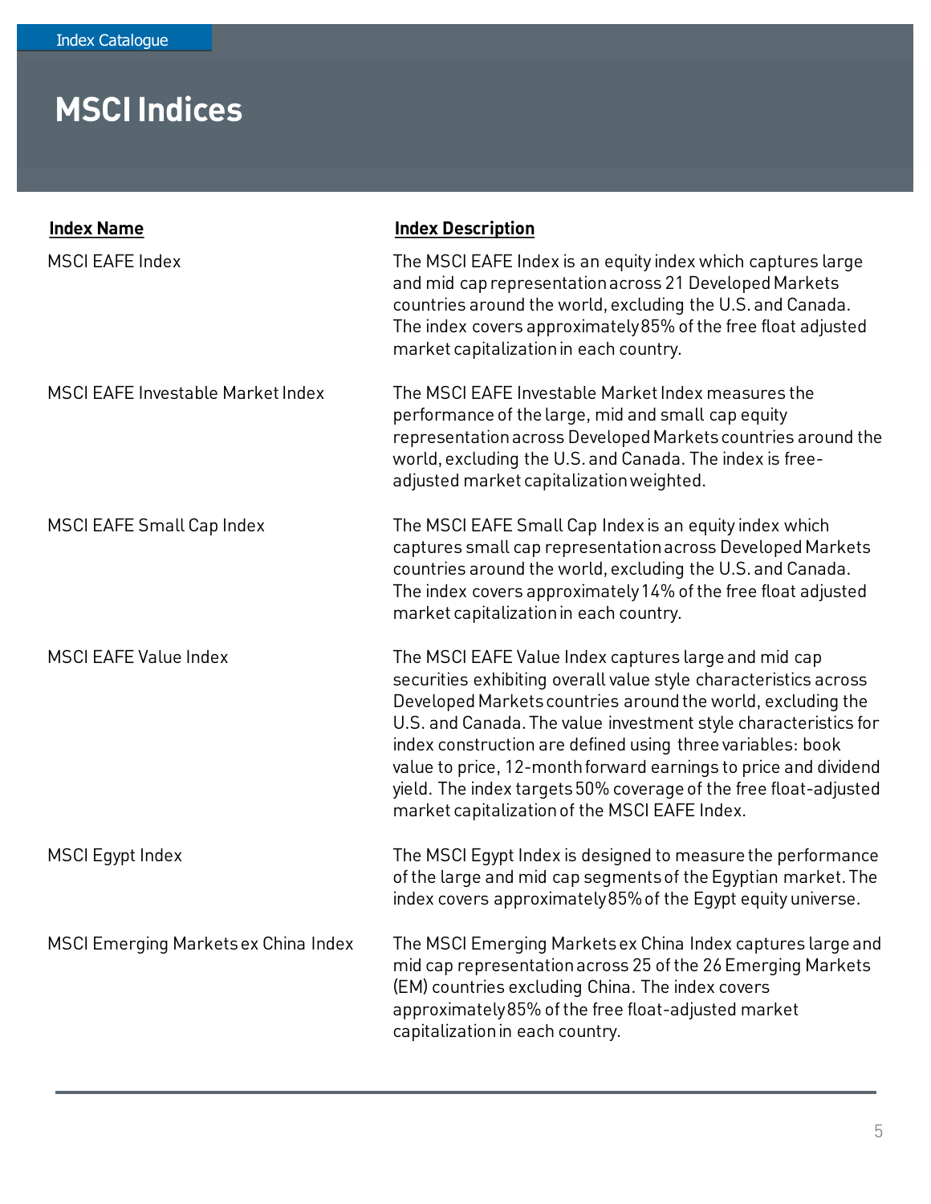# MSCI Indices

| Index Name | Index Description |
|---|---|
| MSCI EAFE Index | The MSCI EAFE Index is an equity index which captures large and mid cap representation across 21 Developed Markets countries around the world, excluding the U.S. and Canada. The index covers approximately 85% of the free float adjusted market capitalization in each country. |
| MSCI EAFE Investable Market Index | The MSCI EAFE Investable Market Index measures the performance of the large, mid and small cap equity representation across Developed Markets countries around the world, excluding the U.S. and Canada. The index is free-adjusted market capitalization weighted. |
| MSCI EAFE Small Cap Index | The MSCI EAFE Small Cap Index is an equity index which captures small cap representation across Developed Markets countries around the world, excluding the U.S. and Canada. The index covers approximately 14% of the free float adjusted market capitalization in each country. |
| MSCI EAFE Value Index | The MSCI EAFE Value Index captures large and mid cap securities exhibiting overall value style characteristics across Developed Markets countries around the world, excluding the U.S. and Canada. The value investment style characteristics for index construction are defined using three variables: book value to price, 12-month forward earnings to price and dividend yield. The index targets 50% coverage of the free float-adjusted market capitalization of the MSCI EAFE Index. |
| MSCI Egypt Index | The MSCI Egypt Index is designed to measure the performance of the large and mid cap segments of the Egyptian market. The index covers approximately 85% of the Egypt equity universe. |
| MSCI Emerging Markets ex China Index | The MSCI Emerging Markets ex China Index captures large and mid cap representation across 25 of the 26 Emerging Markets (EM) countries excluding China. The index covers approximately 85% of the free float-adjusted market capitalization in each country. |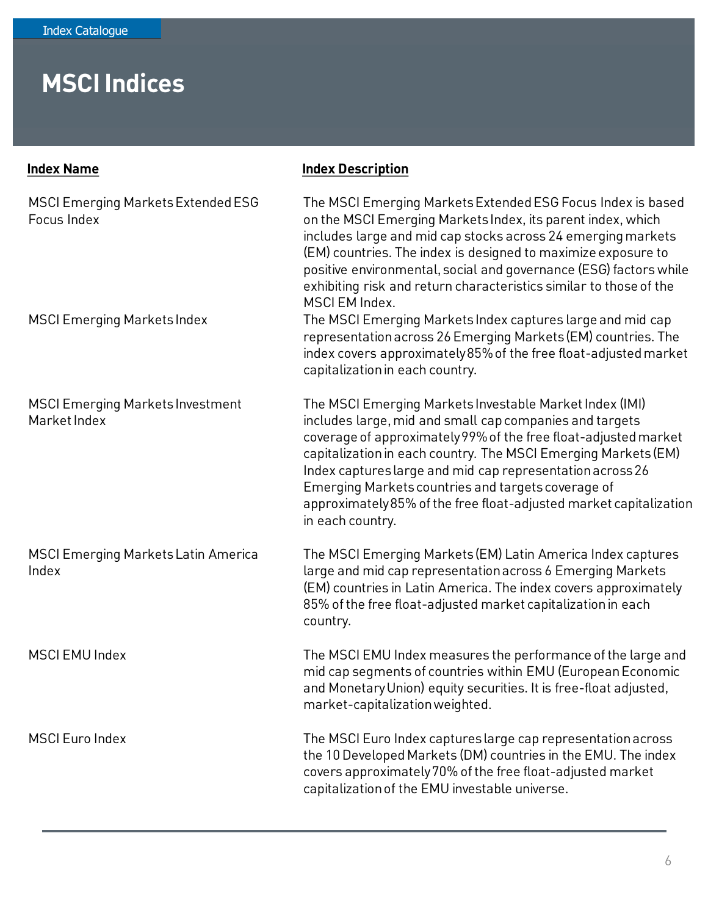Index Catalogue

# MSCI Indices

| Index Name | Index Description |
| --- | --- |
| MSCI Emerging Markets Extended ESG Focus Index | The MSCI Emerging Markets Extended ESG Focus Index is based on the MSCI Emerging Markets Index, its parent index, which includes large and mid cap stocks across 24 emerging markets (EM) countries. The index is designed to maximize exposure to positive environmental, social and governance (ESG) factors while exhibiting risk and return characteristics similar to those of the MSCI EM Index. |
| MSCI Emerging Markets Index | The MSCI Emerging Markets Index captures large and mid cap representation across 26 Emerging Markets (EM) countries. The index covers approximately 85% of the free float-adjusted market capitalization in each country. |
| MSCI Emerging Markets Investment Market Index | The MSCI Emerging Markets Investable Market Index (IMI) includes large, mid and small cap companies and targets coverage of approximately 99% of the free float-adjusted market capitalization in each country. The MSCI Emerging Markets (EM) Index captures large and mid cap representation across 26 Emerging Markets countries and targets coverage of approximately 85% of the free float-adjusted market capitalization in each country. |
| MSCI Emerging Markets Latin America Index | The MSCI Emerging Markets (EM) Latin America Index captures large and mid cap representation across 6 Emerging Markets (EM) countries in Latin America. The index covers approximately 85% of the free float-adjusted market capitalization in each country. |
| MSCI EMU Index | The MSCI EMU Index measures the performance of the large and mid cap segments of countries within EMU (European Economic and Monetary Union) equity securities. It is free-float adjusted, market-capitalization weighted. |
| MSCI Euro Index | The MSCI Euro Index captures large cap representation across the 10 Developed Markets (DM) countries in the EMU. The index covers approximately 70% of the free float-adjusted market capitalization of the EMU investable universe. |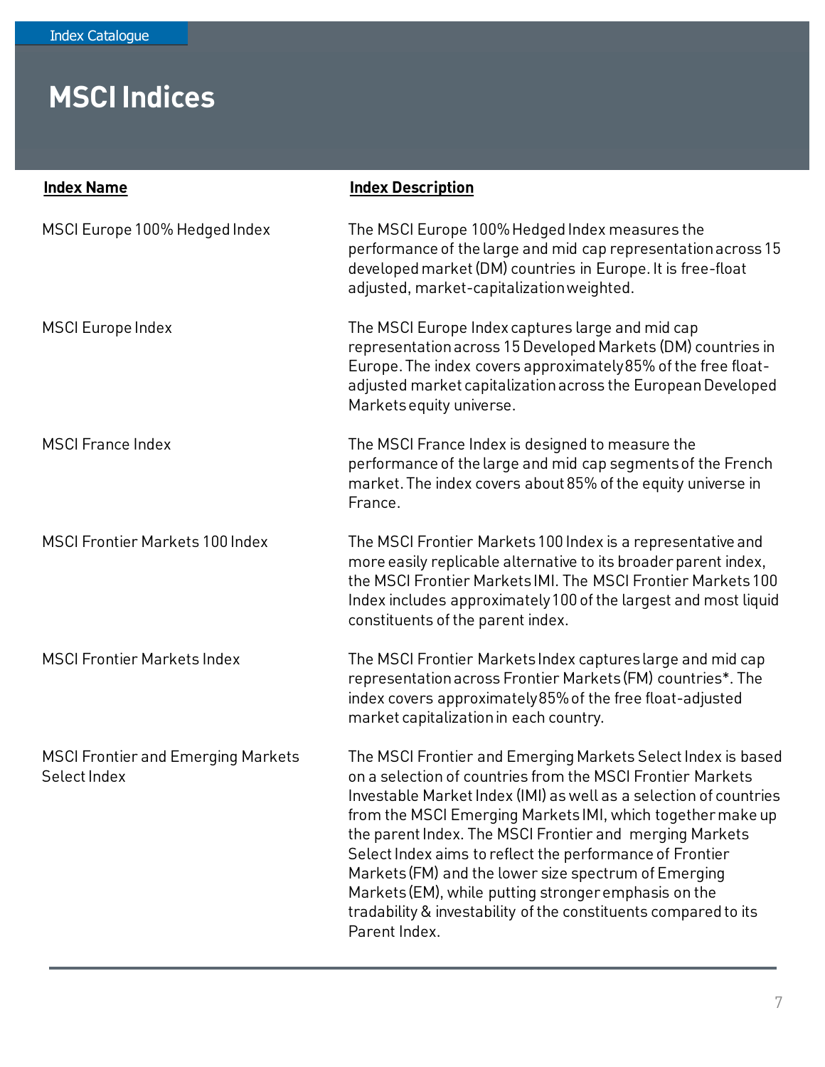# MSCI Indices

| Index Name | Index Description |
|---|---|
| MSCI Europe 100% Hedged Index | The MSCI Europe 100% Hedged Index measures the performance of the large and mid cap representation across 15 developed market (DM) countries in Europe. It is free-float adjusted, market-capitalization weighted. |
| MSCI Europe Index | The MSCI Europe Index captures large and mid cap representation across 15 Developed Markets (DM) countries in Europe. The index covers approximately 85% of the free float-adjusted market capitalization across the European Developed Markets equity universe. |
| MSCI France Index | The MSCI France Index is designed to measure the performance of the large and mid cap segments of the French market. The index covers about 85% of the equity universe in France. |
| MSCI Frontier Markets 100 Index | The MSCI Frontier Markets 100 Index is a representative and more easily replicable alternative to its broader parent index, the MSCI Frontier Markets IMI. The MSCI Frontier Markets 100 Index includes approximately 100 of the largest and most liquid constituents of the parent index. |
| MSCI Frontier Markets Index | The MSCI Frontier Markets Index captures large and mid cap representation across Frontier Markets (FM) countries*. The index covers approximately 85% of the free float-adjusted market capitalization in each country. |
| MSCI Frontier and Emerging Markets Select Index | The MSCI Frontier and Emerging Markets Select Index is based on a selection of countries from the MSCI Frontier Markets Investable Market Index (IMI) as well as a selection of countries from the MSCI Emerging Markets IMI, which together make up the parent Index. The MSCI Frontier and merging Markets Select Index aims to reflect the performance of Frontier Markets (FM) and the lower size spectrum of Emerging Markets (EM), while putting stronger emphasis on the tradability & investability of the constituents compared to its Parent Index. |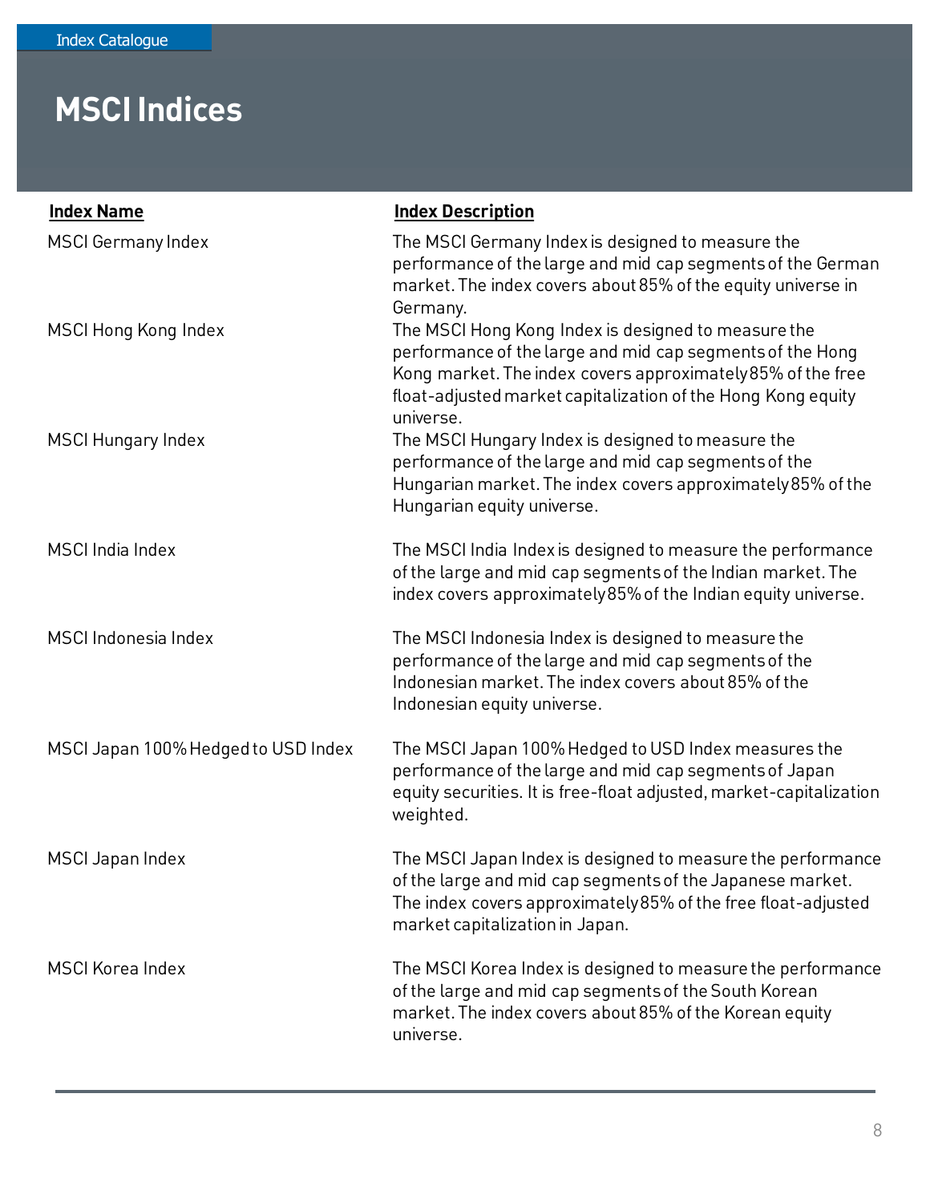Index Catalogue

# MSCI Indices

| Index Name | Index Description |
| --- | --- |
| MSCI Germany Index | The MSCI Germany Index is designed to measure the performance of the large and mid cap segments of the German market. The index covers about 85% of the equity universe in Germany. |
| MSCI Hong Kong Index | The MSCI Hong Kong Index is designed to measure the performance of the large and mid cap segments of the Hong Kong market. The index covers approximately 85% of the free float-adjusted market capitalization of the Hong Kong equity universe. |
| MSCI Hungary Index | The MSCI Hungary Index is designed to measure the performance of the large and mid cap segments of the Hungarian market. The index covers approximately 85% of the Hungarian equity universe. |
| MSCI India Index | The MSCI India Index is designed to measure the performance of the large and mid cap segments of the Indian market. The index covers approximately 85% of the Indian equity universe. |
| MSCI Indonesia Index | The MSCI Indonesia Index is designed to measure the performance of the large and mid cap segments of the Indonesian market. The index covers about 85% of the Indonesian equity universe. |
| MSCI Japan 100% Hedged to USD Index | The MSCI Japan 100% Hedged to USD Index measures the performance of the large and mid cap segments of Japan equity securities. It is free-float adjusted, market-capitalization weighted. |
| MSCI Japan Index | The MSCI Japan Index is designed to measure the performance of the large and mid cap segments of the Japanese market. The index covers approximately 85% of the free float-adjusted market capitalization in Japan. |
| MSCI Korea Index | The MSCI Korea Index is designed to measure the performance of the large and mid cap segments of the South Korean market. The index covers about 85% of the Korean equity universe. |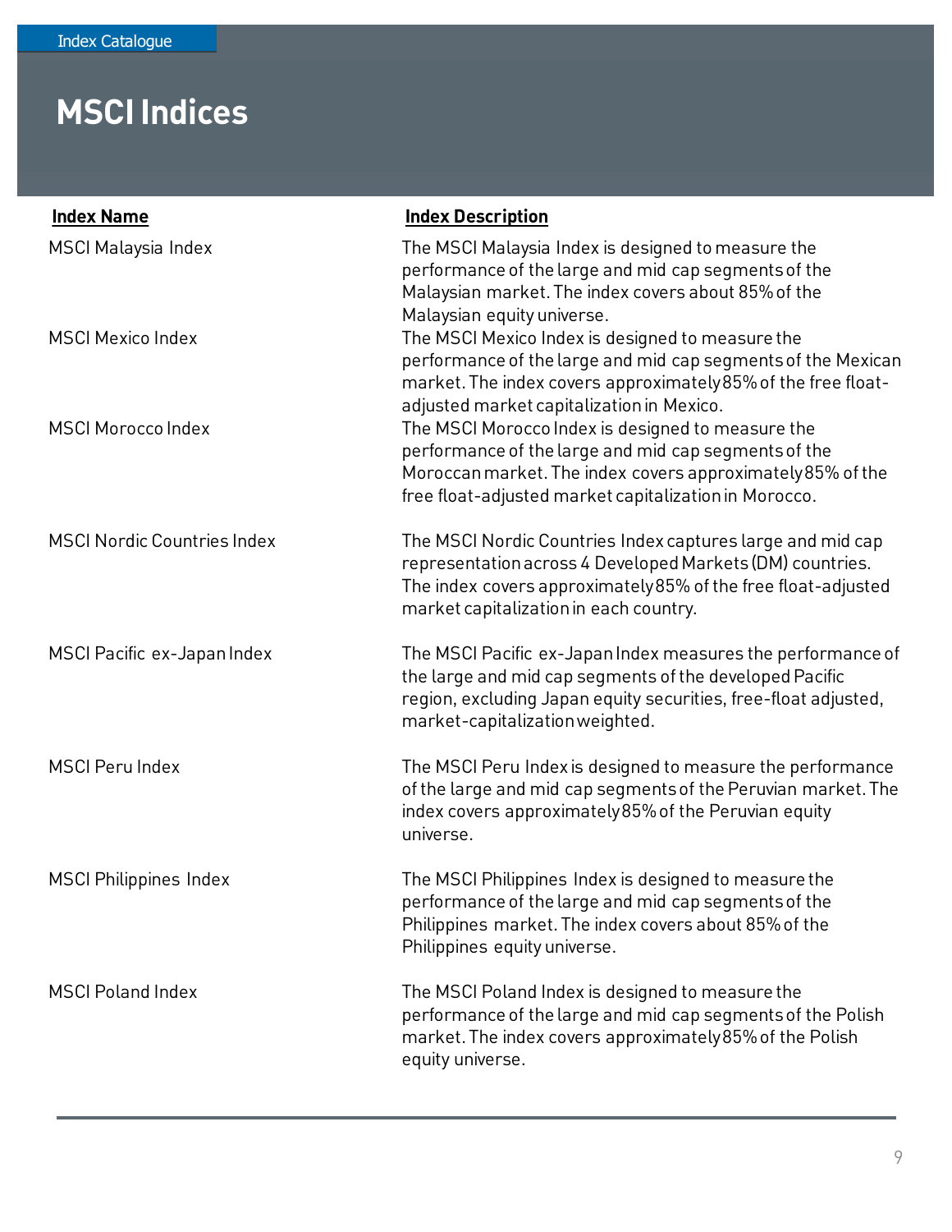# MSCI Indices

| Index Name | Index Description |
| --- | --- |
| MSCI Malaysia Index | The MSCI Malaysia Index is designed to measure the performance of the large and mid cap segments of the Malaysian market. The index covers about 85% of the Malaysian equity universe. |
| MSCI Mexico Index | The MSCI Mexico Index is designed to measure the performance of the large and mid cap segments of the Mexican market. The index covers approximately 85% of the free float-adjusted market capitalization in Mexico. |
| MSCI Morocco Index | The MSCI Morocco Index is designed to measure the performance of the large and mid cap segments of the Moroccan market. The index covers approximately 85% of the free float-adjusted market capitalization in Morocco. |
| MSCI Nordic Countries Index | The MSCI Nordic Countries Index captures large and mid cap representation across 4 Developed Markets (DM) countries. The index covers approximately 85% of the free float-adjusted market capitalization in each country. |
| MSCI Pacific ex-Japan Index | The MSCI Pacific ex-Japan Index measures the performance of the large and mid cap segments of the developed Pacific region, excluding Japan equity securities, free-float adjusted, market-capitalization weighted. |
| MSCI Peru Index | The MSCI Peru Index is designed to measure the performance of the large and mid cap segments of the Peruvian market. The index covers approximately 85% of the Peruvian equity universe. |
| MSCI Philippines Index | The MSCI Philippines Index is designed to measure the performance of the large and mid cap segments of the Philippines market. The index covers about 85% of the Philippines equity universe. |
| MSCI Poland Index | The MSCI Poland Index is designed to measure the performance of the large and mid cap segments of the Polish market. The index covers approximately 85% of the Polish equity universe. |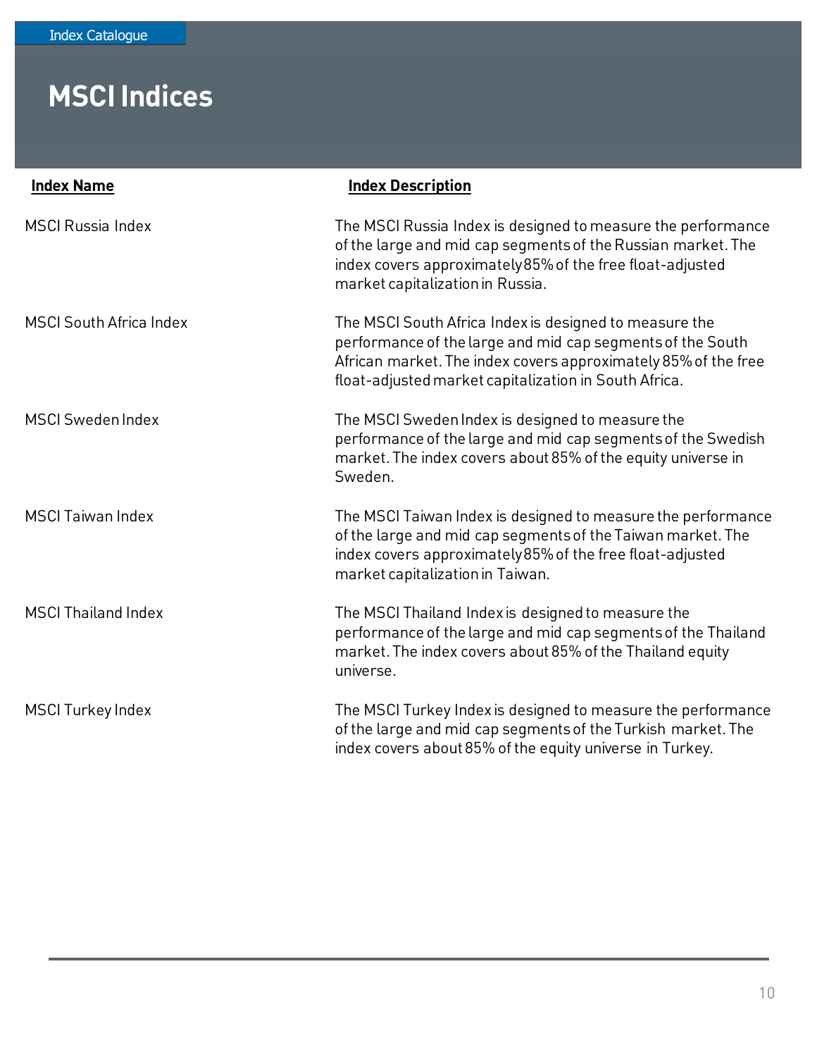# MSCI Indices

| Index Name | Index Description |
| --- | --- |
| MSCI Russia Index | The MSCI Russia Index is designed to measure the performance of the large and mid cap segments of the Russian market. The index covers approximately 85% of the free float-adjusted market capitalization in Russia. |
| MSCI South Africa Index | The MSCI South Africa Index is designed to measure the performance of the large and mid cap segments of the South African market. The index covers approximately 85% of the free float-adjusted market capitalization in South Africa. |
| MSCI Sweden Index | The MSCI Sweden Index is designed to measure the performance of the large and mid cap segments of the Swedish market. The index covers about 85% of the equity universe in Sweden. |
| MSCI Taiwan Index | The MSCI Taiwan Index is designed to measure the performance of the large and mid cap segments of the Taiwan market. The index covers approximately 85% of the free float-adjusted market capitalization in Taiwan. |
| MSCI Thailand Index | The MSCI Thailand Index is designed to measure the performance of the large and mid cap segments of the Thailand market. The index covers about 85% of the Thailand equity universe. |
| MSCI Turkey Index | The MSCI Turkey Index is designed to measure the performance of the large and mid cap segments of the Turkish market. The index covers about 85% of the equity universe in Turkey. |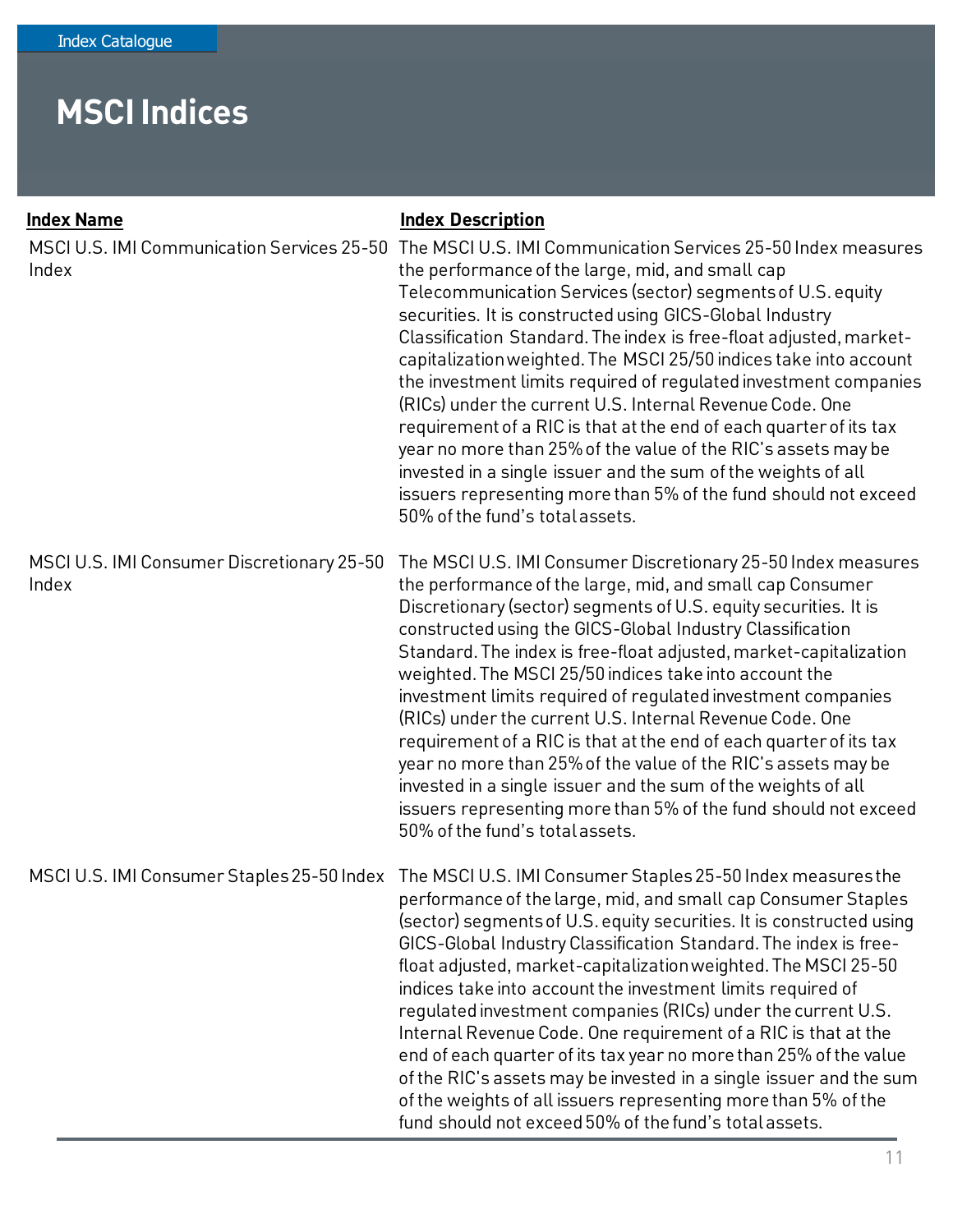# MSCI Indices

| Index Name | Index Description |
|---|---|
| MSCI U.S. IMI Communication Services 25-50 Index | The MSCI U.S. IMI Communication Services 25-50 Index measures the performance of the large, mid, and small cap Telecommunication Services (sector) segments of U.S. equity securities. It is constructed using GICS-Global Industry Classification Standard. The index is free-float adjusted, market-capitalization weighted. The MSCI 25/50 indices take into account the investment limits required of regulated investment companies (RICs) under the current U.S. Internal Revenue Code. One requirement of a RIC is that at the end of each quarter of its tax year no more than 25% of the value of the RIC's assets may be invested in a single issuer and the sum of the weights of all issuers representing more than 5% of the fund should not exceed 50% of the fund's total assets. |
| MSCI U.S. IMI Consumer Discretionary 25-50 Index | The MSCI U.S. IMI Consumer Discretionary 25-50 Index measures the performance of the large, mid, and small cap Consumer Discretionary (sector) segments of U.S. equity securities. It is constructed using the GICS-Global Industry Classification Standard. The index is free-float adjusted, market-capitalization weighted. The MSCI 25/50 indices take into account the investment limits required of regulated investment companies (RICs) under the current U.S. Internal Revenue Code. One requirement of a RIC is that at the end of each quarter of its tax year no more than 25% of the value of the RIC's assets may be invested in a single issuer and the sum of the weights of all issuers representing more than 5% of the fund should not exceed 50% of the fund's total assets. |
| MSCI U.S. IMI Consumer Staples 25-50 Index | The MSCI U.S. IMI Consumer Staples 25-50 Index measures the performance of the large, mid, and small cap Consumer Staples (sector) segments of U.S. equity securities. It is constructed using GICS-Global Industry Classification Standard. The index is free-float adjusted, market-capitalization weighted. The MSCI 25-50 indices take into account the investment limits required of regulated investment companies (RICs) under the current U.S. Internal Revenue Code. One requirement of a RIC is that at the end of each quarter of its tax year no more than 25% of the value of the RIC's assets may be invested in a single issuer and the sum of the weights of all issuers representing more than 5% of the fund should not exceed 50% of the fund's total assets. |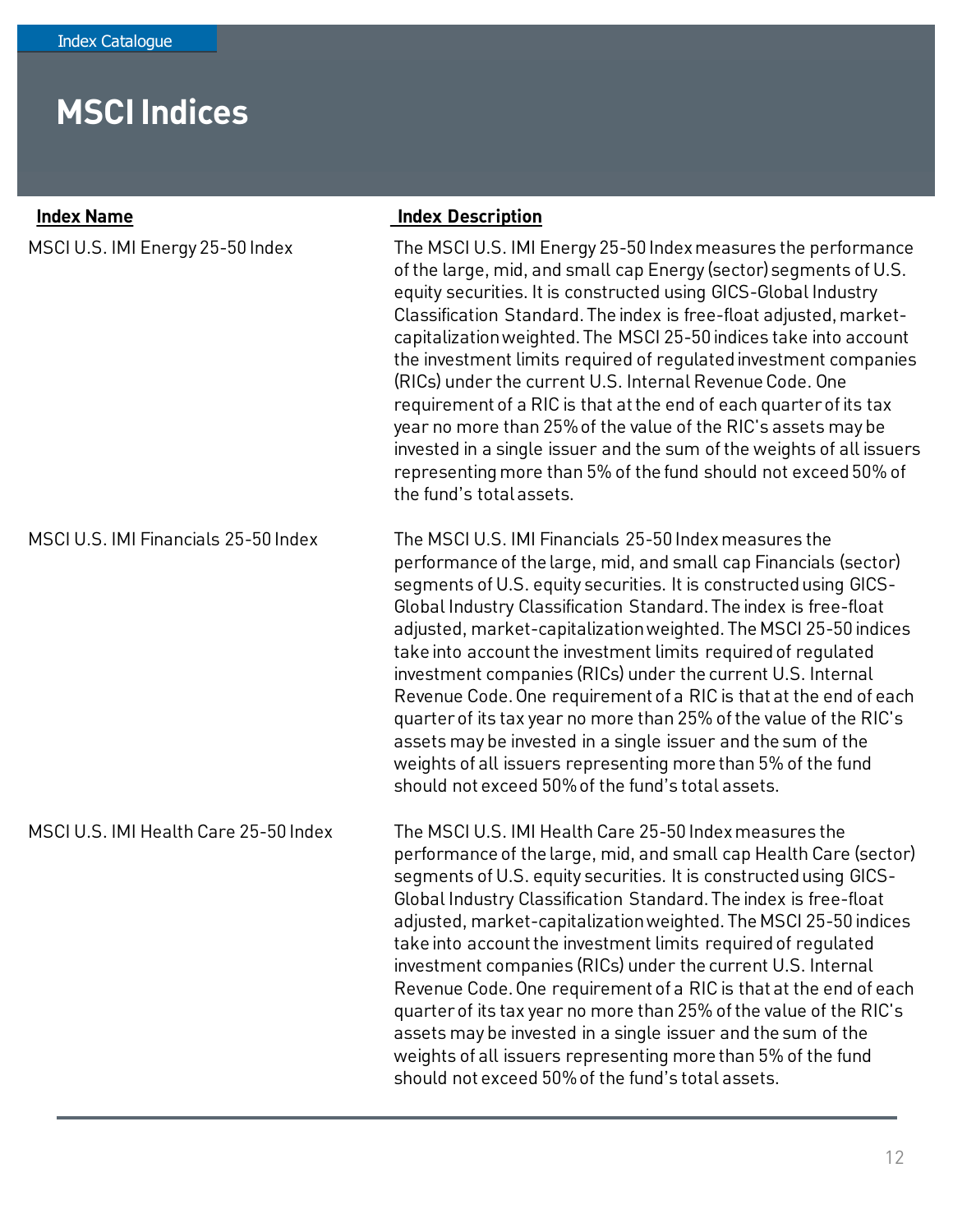# MSCI Indices

| Index Name | Index Description |
| --- | --- |
| MSCI U.S. IMI Energy 25-50 Index | The MSCI U.S. IMI Energy 25-50 Index measures the performance of the large, mid, and small cap Energy (sector) segments of U.S. equity securities. It is constructed using GICS-Global Industry Classification Standard. The index is free-float adjusted, market-capitalization weighted. The MSCI 25-50 indices take into account the investment limits required of regulated investment companies (RICs) under the current U.S. Internal Revenue Code. One requirement of a RIC is that at the end of each quarter of its tax year no more than 25% of the value of the RIC's assets may be invested in a single issuer and the sum of the weights of all issuers representing more than 5% of the fund should not exceed 50% of the fund's total assets. |
| MSCI U.S. IMI Financials 25-50 Index | The MSCI U.S. IMI Financials 25-50 Index measures the performance of the large, mid, and small cap Financials (sector) segments of U.S. equity securities. It is constructed using GICS-Global Industry Classification Standard. The index is free-float adjusted, market-capitalization weighted. The MSCI 25-50 indices take into account the investment limits required of regulated investment companies (RICs) under the current U.S. Internal Revenue Code. One requirement of a RIC is that at the end of each quarter of its tax year no more than 25% of the value of the RIC's assets may be invested in a single issuer and the sum of the weights of all issuers representing more than 5% of the fund should not exceed 50% of the fund's total assets. |
| MSCI U.S. IMI Health Care 25-50 Index | The MSCI U.S. IMI Health Care 25-50 Index measures the performance of the large, mid, and small cap Health Care (sector) segments of U.S. equity securities. It is constructed using GICS-Global Industry Classification Standard. The index is free-float adjusted, market-capitalization weighted. The MSCI 25-50 indices take into account the investment limits required of regulated investment companies (RICs) under the current U.S. Internal Revenue Code. One requirement of a RIC is that at the end of each quarter of its tax year no more than 25% of the value of the RIC's assets may be invested in a single issuer and the sum of the weights of all issuers representing more than 5% of the fund should not exceed 50% of the fund's total assets. |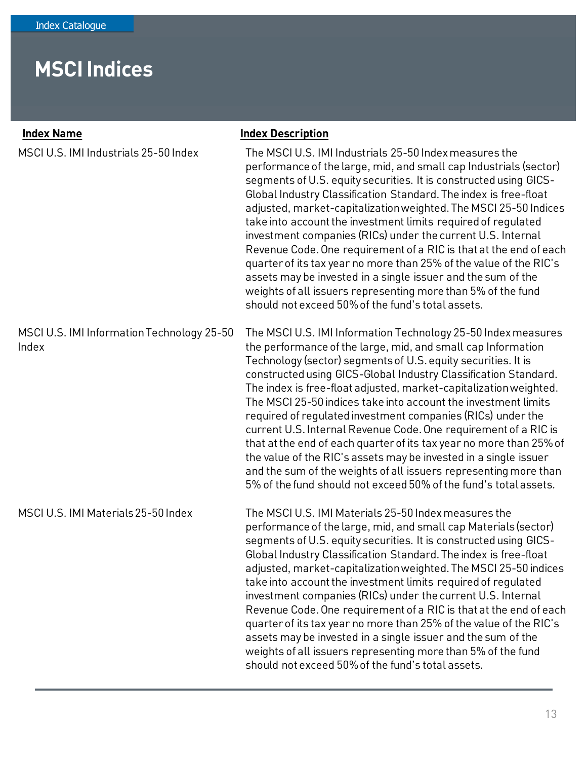# MSCI Indices

| Index Name | Index Description |
|---|---|
| MSCI U.S. IMI Industrials 25-50 Index | The MSCI U.S. IMI Industrials 25-50 Index measures the performance of the large, mid, and small cap Industrials (sector) segments of U.S. equity securities. It is constructed using GICS-Global Industry Classification Standard. The index is free-float adjusted, market-capitalization weighted. The MSCI 25-50 Indices take into account the investment limits required of regulated investment companies (RICs) under the current U.S. Internal Revenue Code. One requirement of a RIC is that at the end of each quarter of its tax year no more than 25% of the value of the RIC's assets may be invested in a single issuer and the sum of the weights of all issuers representing more than 5% of the fund should not exceed 50% of the fund's total assets. |
| MSCI U.S. IMI Information Technology 25-50 Index | The MSCI U.S. IMI Information Technology 25-50 Index measures the performance of the large, mid, and small cap Information Technology (sector) segments of U.S. equity securities. It is constructed using GICS-Global Industry Classification Standard. The index is free-float adjusted, market-capitalization weighted. The MSCI 25-50 indices take into account the investment limits required of regulated investment companies (RICs) under the current U.S. Internal Revenue Code. One requirement of a RIC is that at the end of each quarter of its tax year no more than 25% of the value of the RIC's assets may be invested in a single issuer and the sum of the weights of all issuers representing more than 5% of the fund should not exceed 50% of the fund's total assets. |
| MSCI U.S. IMI Materials 25-50 Index | The MSCI U.S. IMI Materials 25-50 Index measures the performance of the large, mid, and small cap Materials (sector) segments of U.S. equity securities. It is constructed using GICS-Global Industry Classification Standard. The index is free-float adjusted, market-capitalization weighted. The MSCI 25-50 indices take into account the investment limits required of regulated investment companies (RICs) under the current U.S. Internal Revenue Code. One requirement of a RIC is that at the end of each quarter of its tax year no more than 25% of the value of the RIC's assets may be invested in a single issuer and the sum of the weights of all issuers representing more than 5% of the fund should not exceed 50% of the fund's total assets. |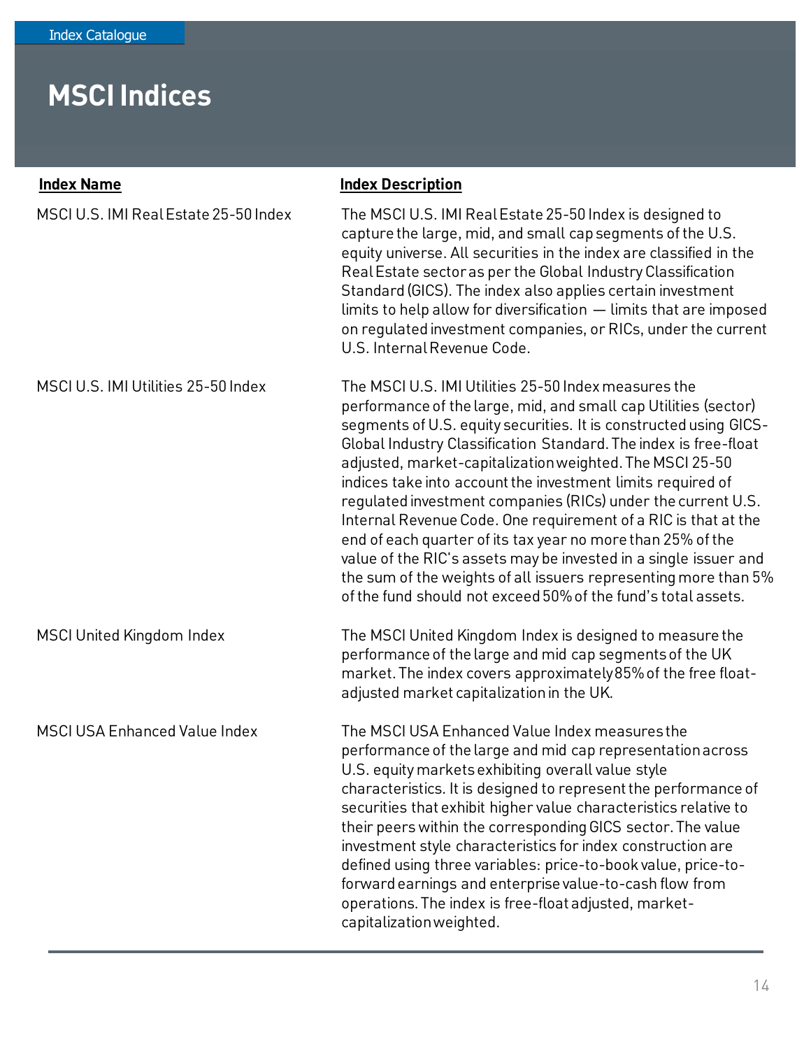# MSCI Indices

| Index Name | Index Description |
|---|---|
| MSCI U.S. IMI Real Estate 25-50 Index | The MSCI U.S. IMI Real Estate 25-50 Index is designed to capture the large, mid, and small cap segments of the U.S. equity universe. All securities in the index are classified in the Real Estate sector as per the Global Industry Classification Standard (GICS). The index also applies certain investment limits to help allow for diversification — limits that are imposed on regulated investment companies, or RICs, under the current U.S. Internal Revenue Code. |
| MSCI U.S. IMI Utilities 25-50 Index | The MSCI U.S. IMI Utilities 25-50 Index measures the performance of the large, mid, and small cap Utilities (sector) segments of U.S. equity securities. It is constructed using GICS-Global Industry Classification Standard. The index is free-float adjusted, market-capitalization weighted. The MSCI 25-50 indices take into account the investment limits required of regulated investment companies (RICs) under the current U.S. Internal Revenue Code. One requirement of a RIC is that at the end of each quarter of its tax year no more than 25% of the value of the RIC's assets may be invested in a single issuer and the sum of the weights of all issuers representing more than 5% of the fund should not exceed 50% of the fund's total assets. |
| MSCI United Kingdom Index | The MSCI United Kingdom Index is designed to measure the performance of the large and mid cap segments of the UK market. The index covers approximately 85% of the free float-adjusted market capitalization in the UK. |
| MSCI USA Enhanced Value Index | The MSCI USA Enhanced Value Index measures the performance of the large and mid cap representation across U.S. equity markets exhibiting overall value style characteristics. It is designed to represent the performance of securities that exhibit higher value characteristics relative to their peers within the corresponding GICS sector. The value investment style characteristics for index construction are defined using three variables: price-to-book value, price-to-forward earnings and enterprise value-to-cash flow from operations. The index is free-float adjusted, market-capitalization weighted. |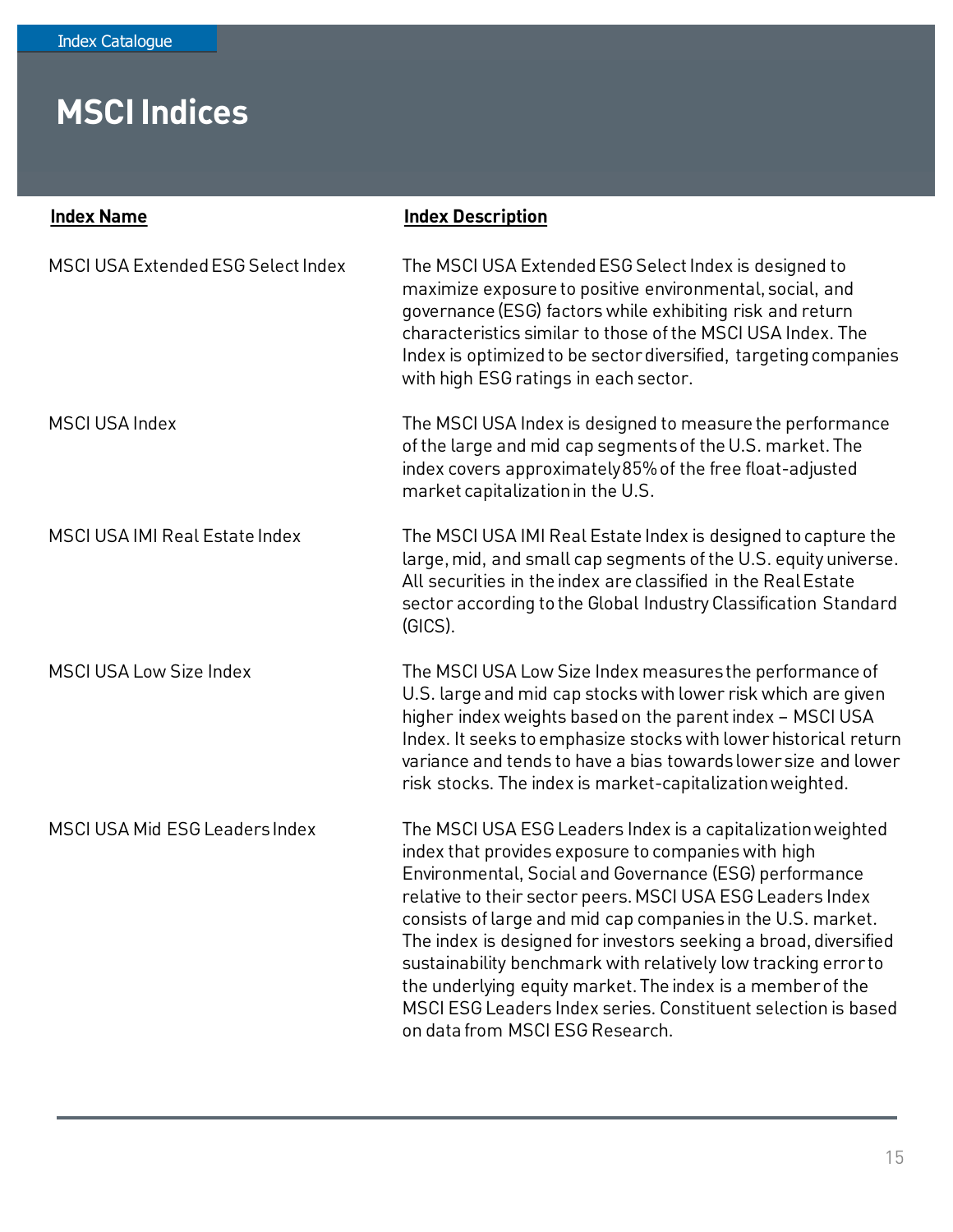# MSCI Indices

| Index Name | Index Description |
| --- | --- |
| MSCI USA Extended ESG Select Index | The MSCI USA Extended ESG Select Index is designed to maximize exposure to positive environmental, social, and governance (ESG) factors while exhibiting risk and return characteristics similar to those of the MSCI USA Index. The Index is optimized to be sector diversified, targeting companies with high ESG ratings in each sector. |
| MSCI USA Index | The MSCI USA Index is designed to measure the performance of the large and mid cap segments of the U.S. market. The index covers approximately 85% of the free float-adjusted market capitalization in the U.S. |
| MSCI USA IMI Real Estate Index | The MSCI USA IMI Real Estate Index is designed to capture the large, mid, and small cap segments of the U.S. equity universe. All securities in the index are classified in the Real Estate sector according to the Global Industry Classification Standard (GICS). |
| MSCI USA Low Size Index | The MSCI USA Low Size Index measures the performance of U.S. large and mid cap stocks with lower risk which are given higher index weights based on the parent index – MSCI USA Index. It seeks to emphasize stocks with lower historical return variance and tends to have a bias towards lower size and lower risk stocks. The index is market-capitalization weighted. |
| MSCI USA Mid ESG Leaders Index | The MSCI USA ESG Leaders Index is a capitalization weighted index that provides exposure to companies with high Environmental, Social and Governance (ESG) performance relative to their sector peers. MSCI USA ESG Leaders Index consists of large and mid cap companies in the U.S. market. The index is designed for investors seeking a broad, diversified sustainability benchmark with relatively low tracking error to the underlying equity market. The index is a member of the MSCI ESG Leaders Index series. Constituent selection is based on data from MSCI ESG Research. |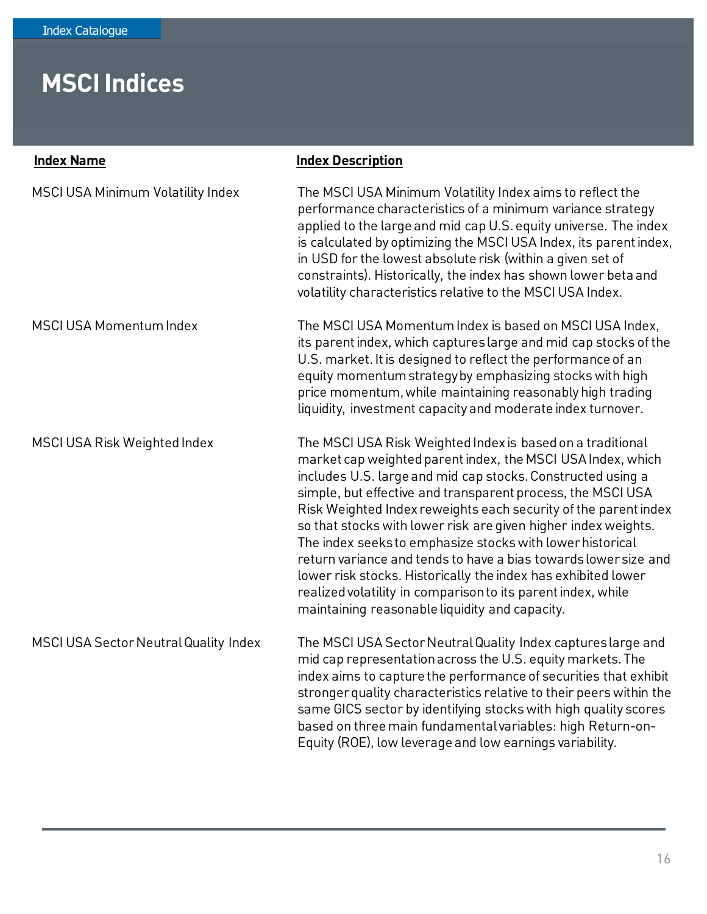# MSCI Indices

| Index Name | Index Description |
| --- | --- |
| MSCI USA Minimum Volatility Index | The MSCI USA Minimum Volatility Index aims to reflect the performance characteristics of a minimum variance strategy applied to the large and mid cap U.S. equity universe. The index is calculated by optimizing the MSCI USA Index, its parent index, in USD for the lowest absolute risk (within a given set of constraints). Historically, the index has shown lower beta and volatility characteristics relative to the MSCI USA Index. |
| MSCI USA Momentum Index | The MSCI USA Momentum Index is based on MSCI USA Index, its parent index, which captures large and mid cap stocks of the U.S. market. It is designed to reflect the performance of an equity momentum strategy by emphasizing stocks with high price momentum, while maintaining reasonably high trading liquidity, investment capacity and moderate index turnover. |
| MSCI USA Risk Weighted Index | The MSCI USA Risk Weighted Index is based on a traditional market cap weighted parent index, the MSCI USA Index, which includes U.S. large and mid cap stocks. Constructed using a simple, but effective and transparent process, the MSCI USA Risk Weighted Index reweights each security of the parent index so that stocks with lower risk are given higher index weights. The index seeks to emphasize stocks with lower historical return variance and tends to have a bias towards lower size and lower risk stocks. Historically the index has exhibited lower realized volatility in comparison to its parent index, while maintaining reasonable liquidity and capacity. |
| MSCI USA Sector Neutral Quality Index | The MSCI USA Sector Neutral Quality Index captures large and mid cap representation across the U.S. equity markets. The index aims to capture the performance of securities that exhibit stronger quality characteristics relative to their peers within the same GICS sector by identifying stocks with high quality scores based on three main fundamental variables: high Return-on-Equity (ROE), low leverage and low earnings variability. |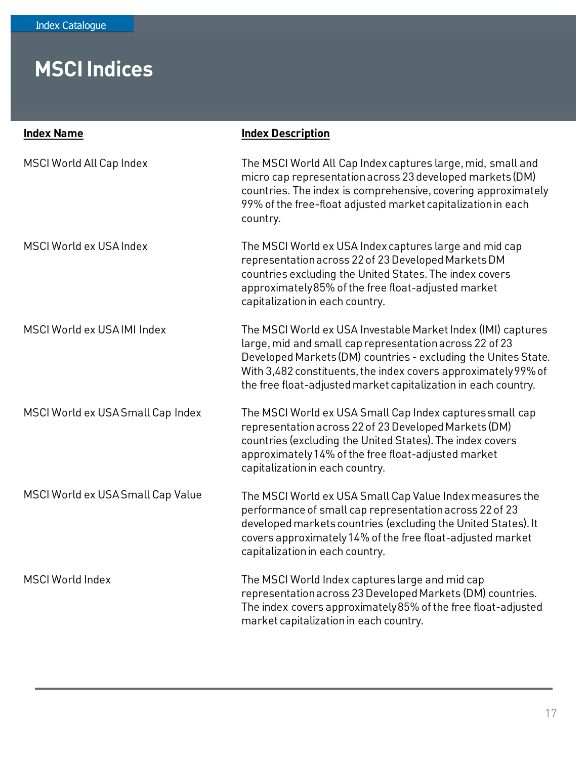# MSCI Indices

| Index Name | Index Description |
| --- | --- |
| MSCI World All Cap Index | The MSCI World All Cap Index captures large, mid, small and micro cap representation across 23 developed markets (DM) countries. The index is comprehensive, covering approximately 99% of the free-float adjusted market capitalization in each country. |
| MSCI World ex USA Index | The MSCI World ex USA Index captures large and mid cap representation across 22 of 23 Developed Markets DM countries excluding the United States. The index covers approximately 85% of the free float-adjusted market capitalization in each country. |
| MSCI World ex USA IMI Index | The MSCI World ex USA Investable Market Index (IMI) captures large, mid and small cap representation across 22 of 23 Developed Markets (DM) countries - excluding the Unites State. With 3,482 constituents, the index covers approximately 99% of the free float-adjusted market capitalization in each country. |
| MSCI World ex USA Small Cap Index | The MSCI World ex USA Small Cap Index captures small cap representation across 22 of 23 Developed Markets (DM) countries (excluding the United States). The index covers approximately 14% of the free float-adjusted market capitalization in each country. |
| MSCI World ex USA Small Cap Value | The MSCI World ex USA Small Cap Value Index measures the performance of small cap representation across 22 of 23 developed markets countries (excluding the United States). It covers approximately 14% of the free float-adjusted market capitalization in each country. |
| MSCI World Index | The MSCI World Index captures large and mid cap representation across 23 Developed Markets (DM) countries. The index covers approximately 85% of the free float-adjusted market capitalization in each country. |